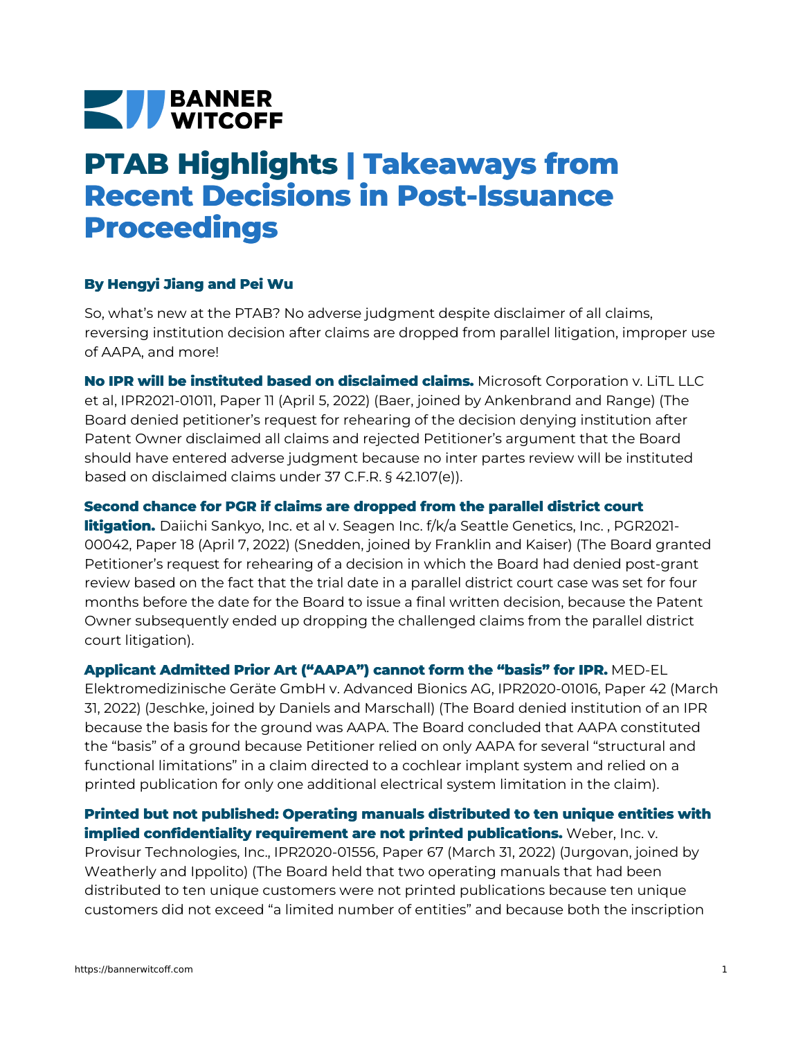BANNER WITCOFF

# PTAB Highlights | Takeaways from Recent Decisions in Post-Issuance Proceedings

**By Hengyi Jiang and Pei Wu**

So, what's new at the PTAB? No adverse judgment despite disclaimer of all claims, reversing institution decision after claims are dropped from parallel litigation, improper use of AAPA, and more!

**No IPR will be instituted based on disclaimed claims.** Microsoft Corporation v. LiTL LLC et al, IPR2021-01011, Paper 11 (April 5, 2022) (Baer, joined by Ankenbrand and Range) (The Board denied petitioner's request for rehearing of the decision denying institution after Patent Owner disclaimed all claims and rejected Petitioner's argument that the Board should have entered adverse judgment because no inter partes review will be instituted based on disclaimed claims under 37 C.F.R. § 42.107(e)).

**Second chance for PGR if claims are dropped from the parallel district court litigation.** Daiichi Sankyo, Inc. et al v. Seagen Inc. f/k/a Seattle Genetics, Inc. , PGR2021-00042, Paper 18 (April 7, 2022) (Snedden, joined by Franklin and Kaiser) (The Board granted Petitioner's request for rehearing of a decision in which the Board had denied post-grant review based on the fact that the trial date in a parallel district court case was set for four months before the date for the Board to issue a final written decision, because the Patent Owner subsequently ended up dropping the challenged claims from the parallel district court litigation).

**Applicant Admitted Prior Art ("AAPA") cannot form the "basis" for IPR.** MED-EL Elektromedizinische Geräte GmbH v. Advanced Bionics AG, IPR2020-01016, Paper 42 (March 31, 2022) (Jeschke, joined by Daniels and Marschall) (The Board denied institution of an IPR because the basis for the ground was AAPA. The Board concluded that AAPA constituted the "basis" of a ground because Petitioner relied on only AAPA for several "structural and functional limitations" in a claim directed to a cochlear implant system and relied on a printed publication for only one additional electrical system limitation in the claim).

**Printed but not published: Operating manuals distributed to ten unique entities with implied confidentiality requirement are not printed publications.** Weber, Inc. v. Provisur Technologies, Inc., IPR2020-01556, Paper 67 (March 31, 2022) (Jurgovan, joined by Weatherly and Ippolito) (The Board held that two operating manuals that had been distributed to ten unique customers were not printed publications because ten unique customers did not exceed "a limited number of entities" and because both the inscription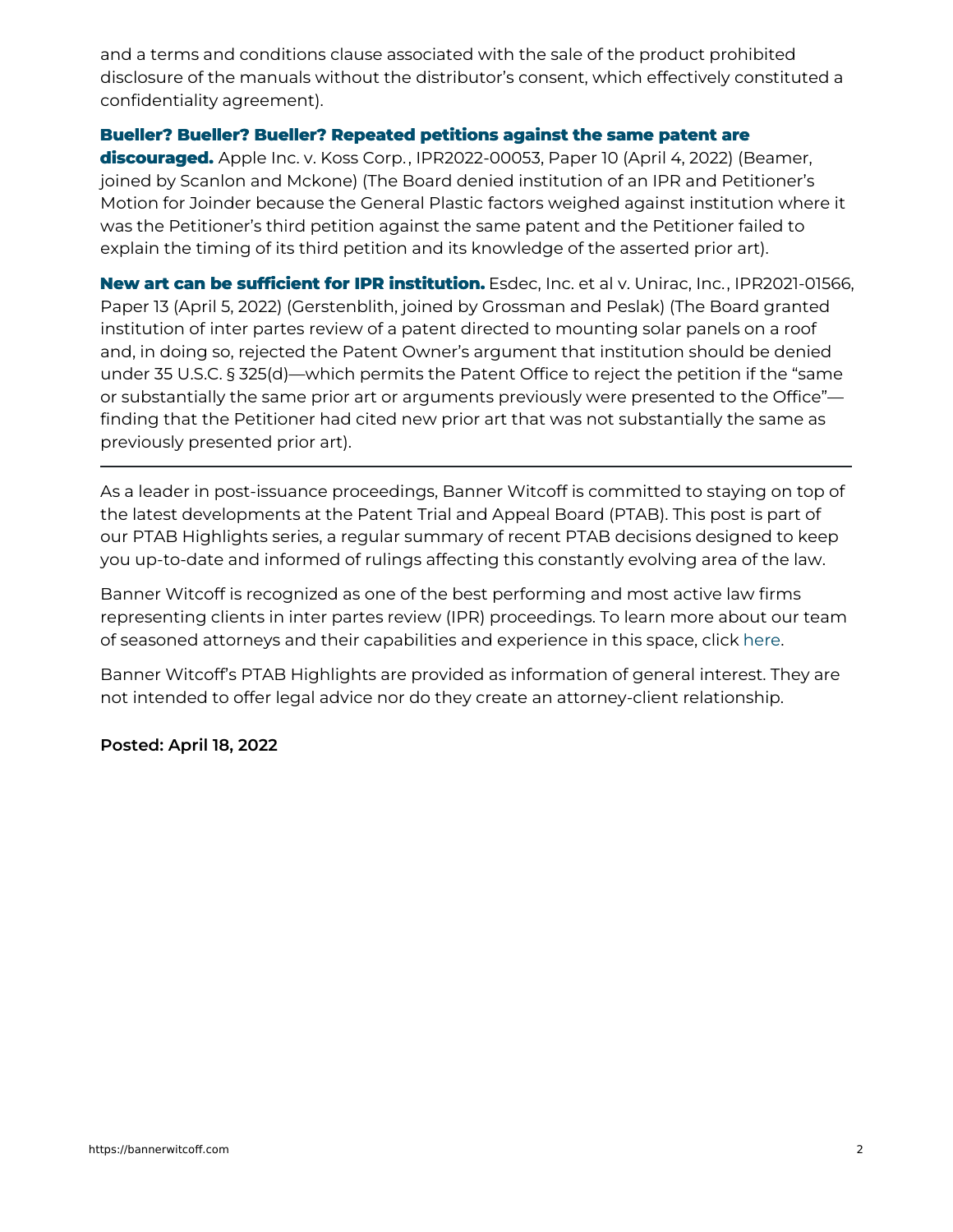and a terms and conditions clause associated with the sale of the product prohibited disclosure of the manuals without the distributor's consent, which effectively constituted a confidentiality agreement).

**Bueller? Bueller? Bueller? Repeated petitions against the same patent are discouraged.** Apple Inc. v. Koss Corp., IPR2022-00053, Paper 10 (April 4, 2022) (Beamer, joined by Scanlon and Mckone) (The Board denied institution of an IPR and Petitioner's Motion for Joinder because the General Plastic factors weighed against institution where it was the Petitioner's third petition against the same patent and the Petitioner failed to explain the timing of its third petition and its knowledge of the asserted prior art).

**New art can be sufficient for IPR institution.** Esdec, Inc. et al v. Unirac, Inc., IPR2021-01566, Paper 13 (April 5, 2022) (Gerstenblith, joined by Grossman and Peslak) (The Board granted institution of inter partes review of a patent directed to mounting solar panels on a roof and, in doing so, rejected the Patent Owner's argument that institution should be denied under 35 U.S.C. § 325(d)—which permits the Patent Office to reject the petition if the "same or substantially the same prior art or arguments previously were presented to the Office"—finding that the Petitioner had cited new prior art that was not substantially the same as previously presented prior art).

---

As a leader in post-issuance proceedings, Banner Witcoff is committed to staying on top of the latest developments at the Patent Trial and Appeal Board (PTAB). This post is part of our PTAB Highlights series, a regular summary of recent PTAB decisions designed to keep you up-to-date and informed of rulings affecting this constantly evolving area of the law.

Banner Witcoff is recognized as one of the best performing and most active law firms representing clients in inter partes review (IPR) proceedings. To learn more about our team of seasoned attorneys and their capabilities and experience in this space, click here.

Banner Witcoff's PTAB Highlights are provided as information of general interest. They are not intended to offer legal advice nor do they create an attorney-client relationship.

**Posted: April 18, 2022**